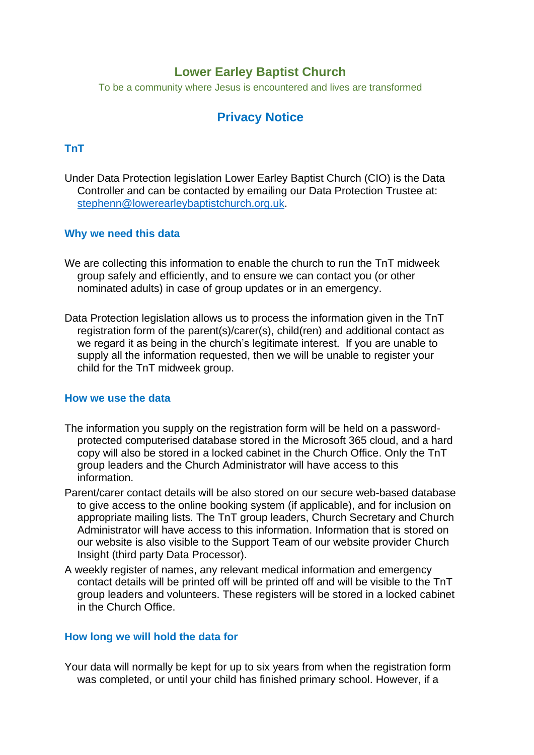# Lower Earley Baptist Church

To be a community where Jesus is encountered and lives are transformed

## Privacy Notice

### TnT

Under Data Protection legislation Lower Earley Baptist Church (CIO) is the Data Controller and can be contacted by emailing our Data Protection Trustee at: stephenn@lowerearleybaptistchurch.org.uk.

### Why we need this data

We are collecting this information to enable the church to run the TnT midweek group safely and efficiently, and to ensure we can contact you (or other nominated adults) in case of group updates or in an emergency.

Data Protection legislation allows us to process the information given in the TnT registration form of the parent(s)/carer(s), child(ren) and additional contact as we regard it as being in the church's legitimate interest. If you are unable to supply all the information requested, then we will be unable to register your child for the TnT midweek group.

### How we use the data

The information you supply on the registration form will be held on a password-protected computerised database stored in the Microsoft 365 cloud, and a hard copy will also be stored in a locked cabinet in the Church Office. Only the TnT group leaders and the Church Administrator will have access to this information.

Parent/carer contact details will be also stored on our secure web-based database to give access to the online booking system (if applicable), and for inclusion on appropriate mailing lists. The TnT group leaders, Church Secretary and Church Administrator will have access to this information. Information that is stored on our website is also visible to the Support Team of our website provider Church Insight (third party Data Processor).

A weekly register of names, any relevant medical information and emergency contact details will be printed off will be printed off and will be visible to the TnT group leaders and volunteers. These registers will be stored in a locked cabinet in the Church Office.

### How long we will hold the data for

Your data will normally be kept for up to six years from when the registration form was completed, or until your child has finished primary school. However, if a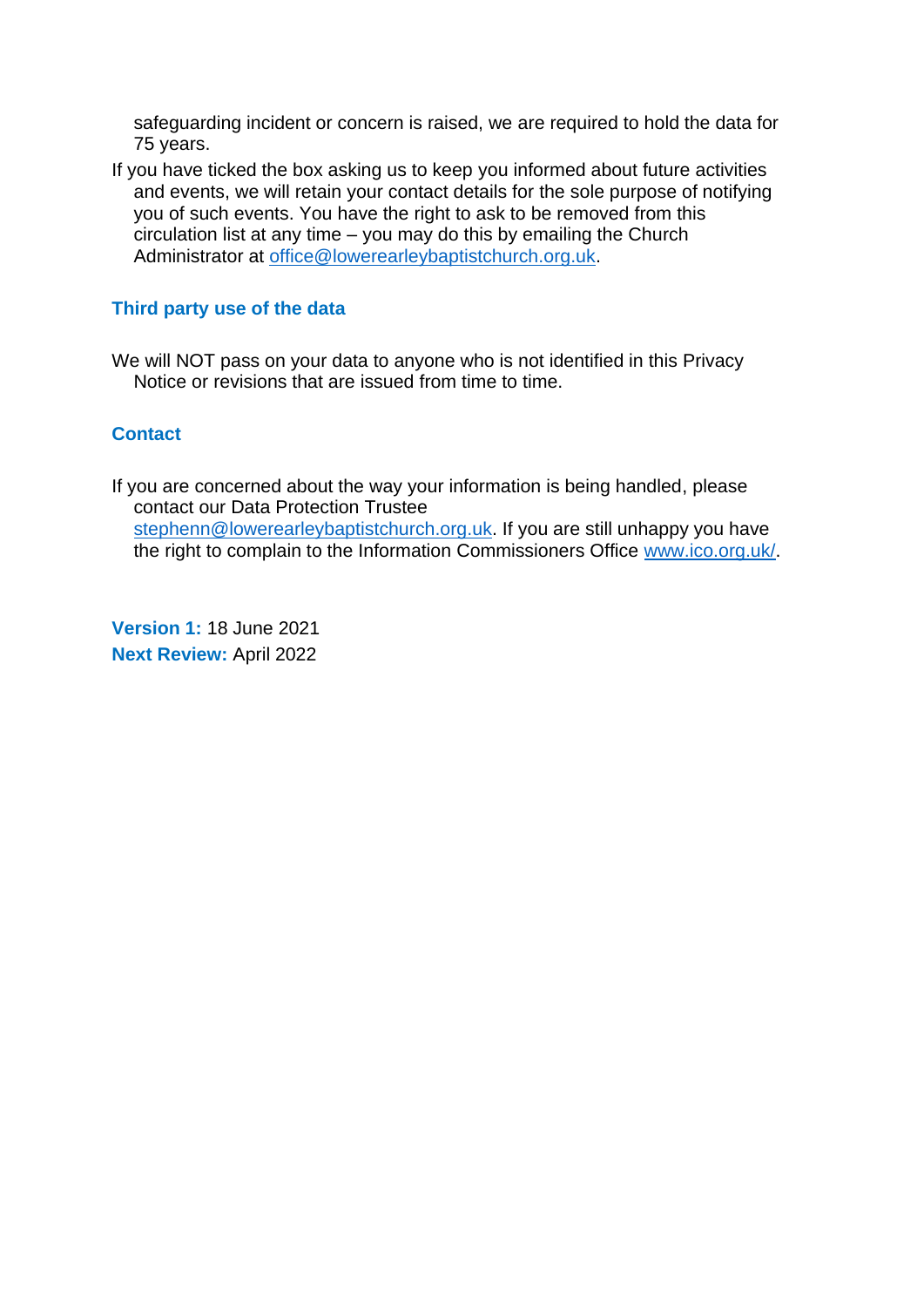safeguarding incident or concern is raised, we are required to hold the data for 75 years.

If you have ticked the box asking us to keep you informed about future activities and events, we will retain your contact details for the sole purpose of notifying you of such events. You have the right to ask to be removed from this circulation list at any time – you may do this by emailing the Church Administrator at office@lowerearleybaptistchurch.org.uk.

## Third party use of the data

We will NOT pass on your data to anyone who is not identified in this Privacy Notice or revisions that are issued from time to time.

## Contact

If you are concerned about the way your information is being handled, please contact our Data Protection Trustee stephenn@lowerearleybaptistchurch.org.uk. If you are still unhappy you have the right to complain to the Information Commissioners Office www.ico.org.uk/.

**Version 1:** 18 June 2021
**Next Review:** April 2022